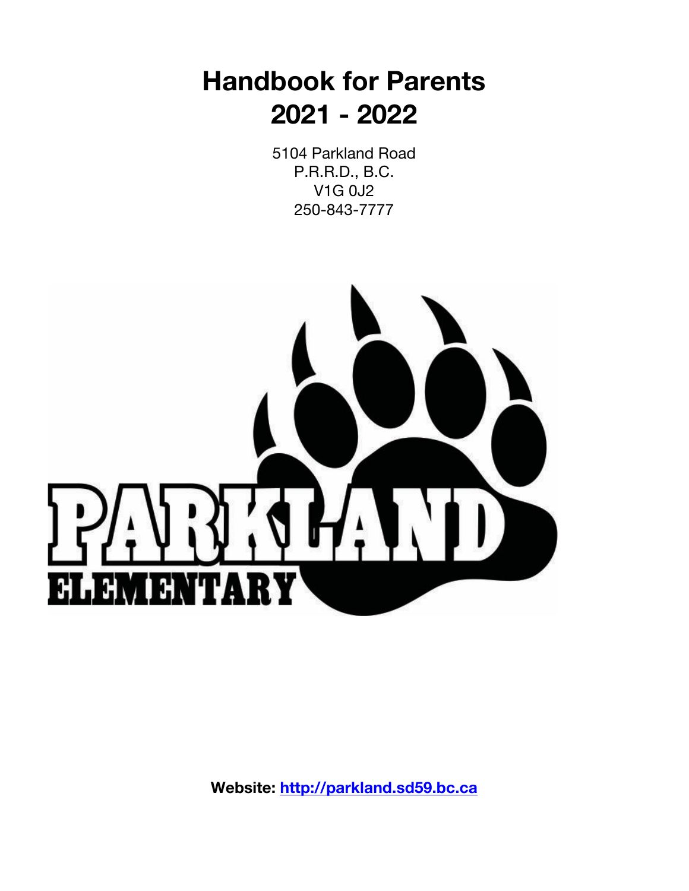# Handbook for Parents
# 2021 - 2022

5104 Parkland Road
P.R.R.D., B.C.
V1G 0J2
250-843-7777

PARKLAND
ELEMENTARY

**Website: [http://parkland.sd59.bc.ca](http://parkland.sd59.bc.ca)**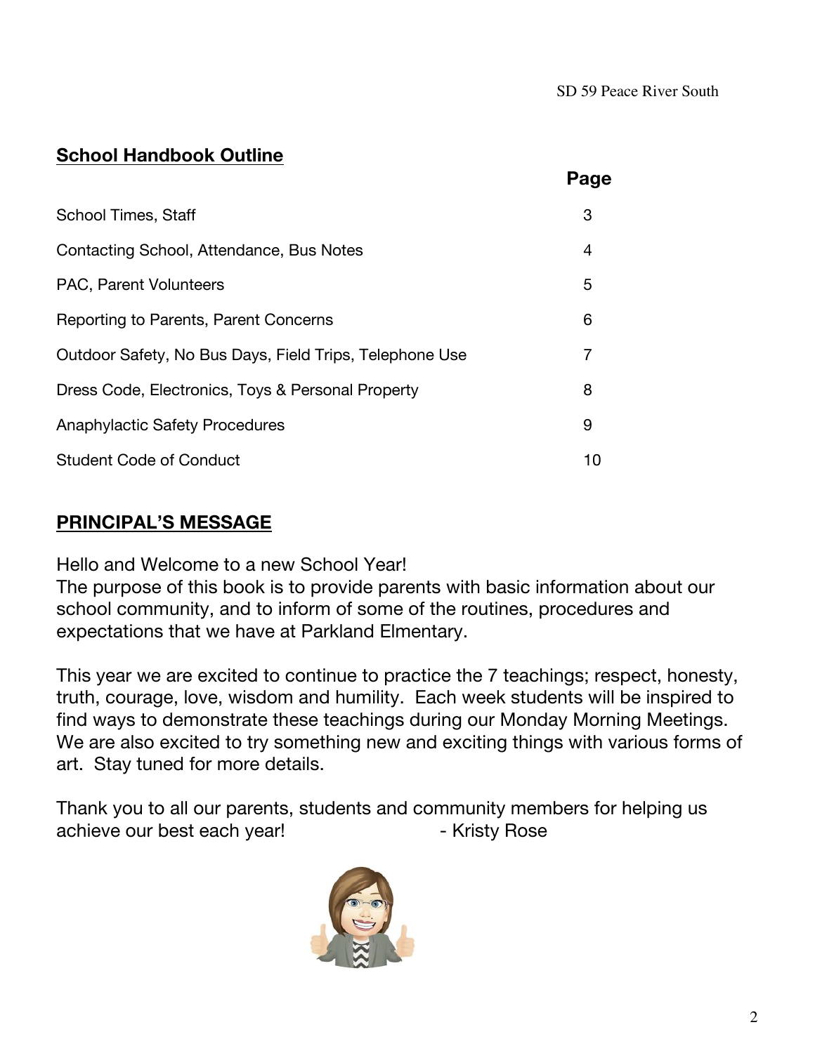## School Handbook Outline

| | Page |
|---|---|
| School Times, Staff | 3 |
| Contacting School, Attendance, Bus Notes | 4 |
| PAC, Parent Volunteers | 5 |
| Reporting to Parents, Parent Concerns | 6 |
| Outdoor Safety, No Bus Days, Field Trips, Telephone Use | 7 |
| Dress Code, Electronics, Toys & Personal Property | 8 |
| Anaphylactic Safety Procedures | 9 |
| Student Code of Conduct | 10 |

## PRINCIPAL'S MESSAGE

Hello and Welcome to a new School Year!
The purpose of this book is to provide parents with basic information about our school community, and to inform of some of the routines, procedures and expectations that we have at Parkland Elmentary.

This year we are excited to continue to practice the 7 teachings; respect, honesty, truth, courage, love, wisdom and humility. Each week students will be inspired to find ways to demonstrate these teachings during our Monday Morning Meetings. We are also excited to try something new and exciting things with various forms of art. Stay tuned for more details.

Thank you to all our parents, students and community members for helping us achieve our best each year! - Kristy Rose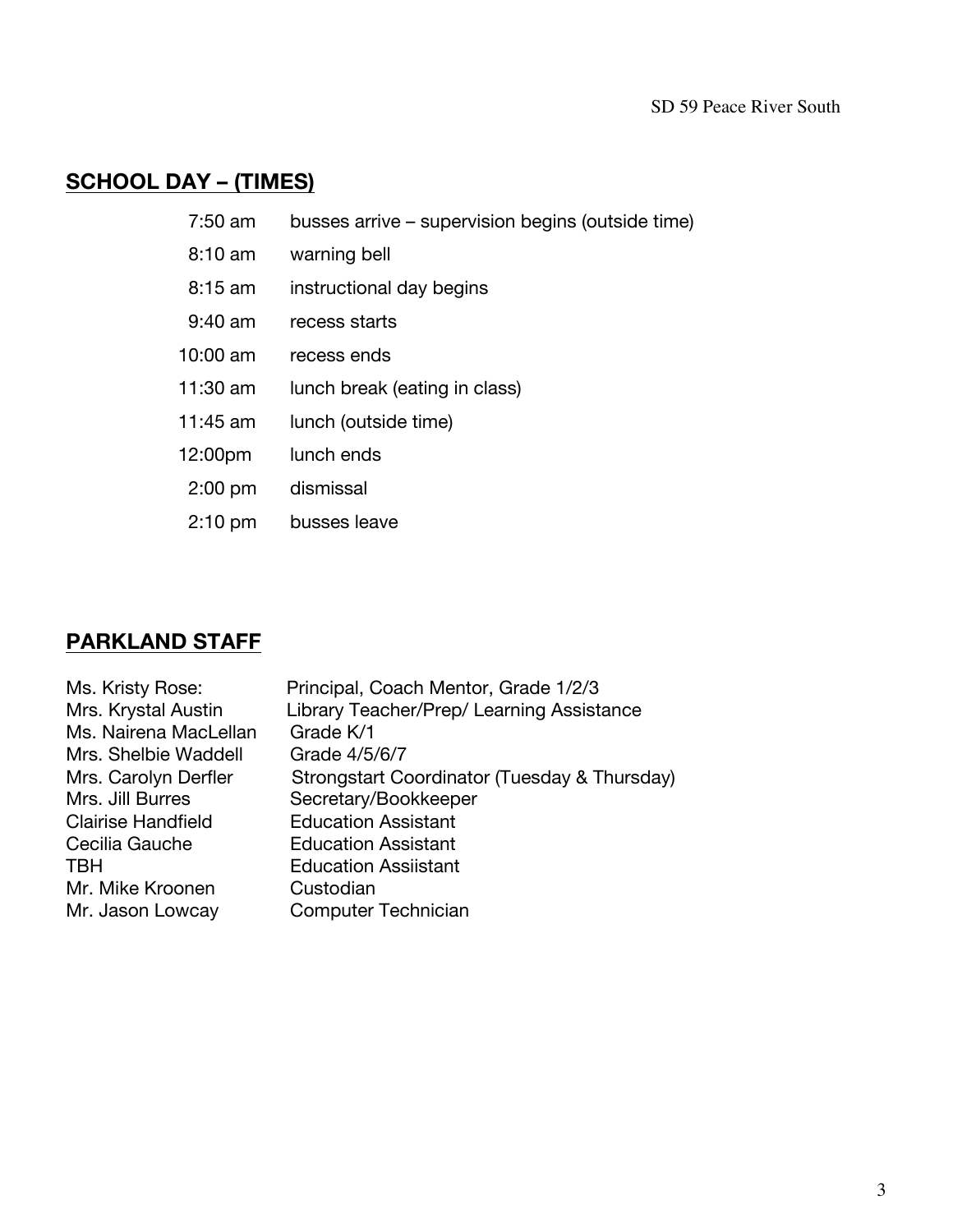## SCHOOL DAY – (TIMES)

| | |
|---|---|
| 7:50 am | busses arrive – supervision begins (outside time) |
| 8:10 am | warning bell |
| 8:15 am | instructional day begins |
| 9:40 am | recess starts |
| 10:00 am | recess ends |
| 11:30 am | lunch break (eating in class) |
| 11:45 am | lunch (outside time) |
| 12:00pm | lunch ends |
| 2:00 pm | dismissal |
| 2:10 pm | busses leave |

## PARKLAND STAFF

| | |
|---|---|
| Ms. Kristy Rose: | Principal, Coach Mentor, Grade 1/2/3 |
| Mrs. Krystal Austin | Library Teacher/Prep/ Learning Assistance |
| Ms. Nairena MacLellan | Grade K/1 |
| Mrs. Shelbie Waddell | Grade 4/5/6/7 |
| Mrs. Carolyn Derfler | Strongstart Coordinator (Tuesday & Thursday) |
| Mrs. Jill Burres | Secretary/Bookkeeper |
| Clairise Handfield | Education Assistant |
| Cecilia Gauche | Education Assistant |
| TBH | Education Assiistant |
| Mr. Mike Kroonen | Custodian |
| Mr. Jason Lowcay | Computer Technician |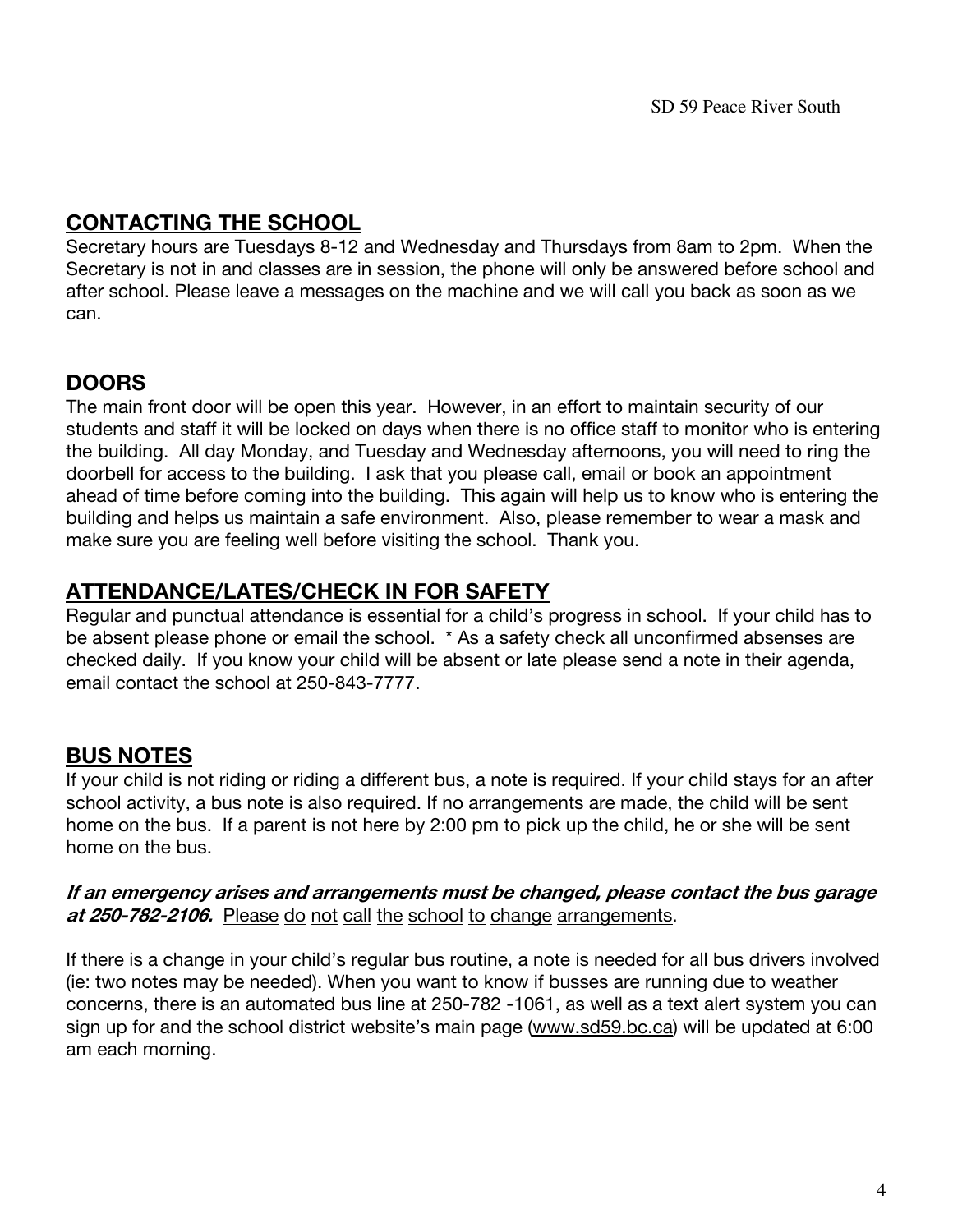## CONTACTING THE SCHOOL

Secretary hours are Tuesdays 8-12 and Wednesday and Thursdays from 8am to 2pm. When the Secretary is not in and classes are in session, the phone will only be answered before school and after school. Please leave a messages on the machine and we will call you back as soon as we can.

## DOORS

The main front door will be open this year. However, in an effort to maintain security of our students and staff it will be locked on days when there is no office staff to monitor who is entering the building. All day Monday, and Tuesday and Wednesday afternoons, you will need to ring the doorbell for access to the building. I ask that you please call, email or book an appointment ahead of time before coming into the building. This again will help us to know who is entering the building and helps us maintain a safe environment. Also, please remember to wear a mask and make sure you are feeling well before visiting the school. Thank you.

## ATTENDANCE/LATES/CHECK IN FOR SAFETY

Regular and punctual attendance is essential for a child's progress in school. If your child has to be absent please phone or email the school. * As a safety check all unconfirmed absenses are checked daily. If you know your child will be absent or late please send a note in their agenda, email contact the school at 250-843-7777.

## BUS NOTES

If your child is not riding or riding a different bus, a note is required. If your child stays for an after school activity, a bus note is also required. If no arrangements are made, the child will be sent home on the bus. If a parent is not here by 2:00 pm to pick up the child, he or she will be sent home on the bus.

***If an emergency arises and arrangements must be changed, please contact the bus garage at 250-782-2106.*** Please do not call the school to change arrangements.

If there is a change in your child's regular bus routine, a note is needed for all bus drivers involved (ie: two notes may be needed). When you want to know if busses are running due to weather concerns, there is an automated bus line at 250-782 -1061, as well as a text alert system you can sign up for and the school district website's main page (www.sd59.bc.ca) will be updated at 6:00 am each morning.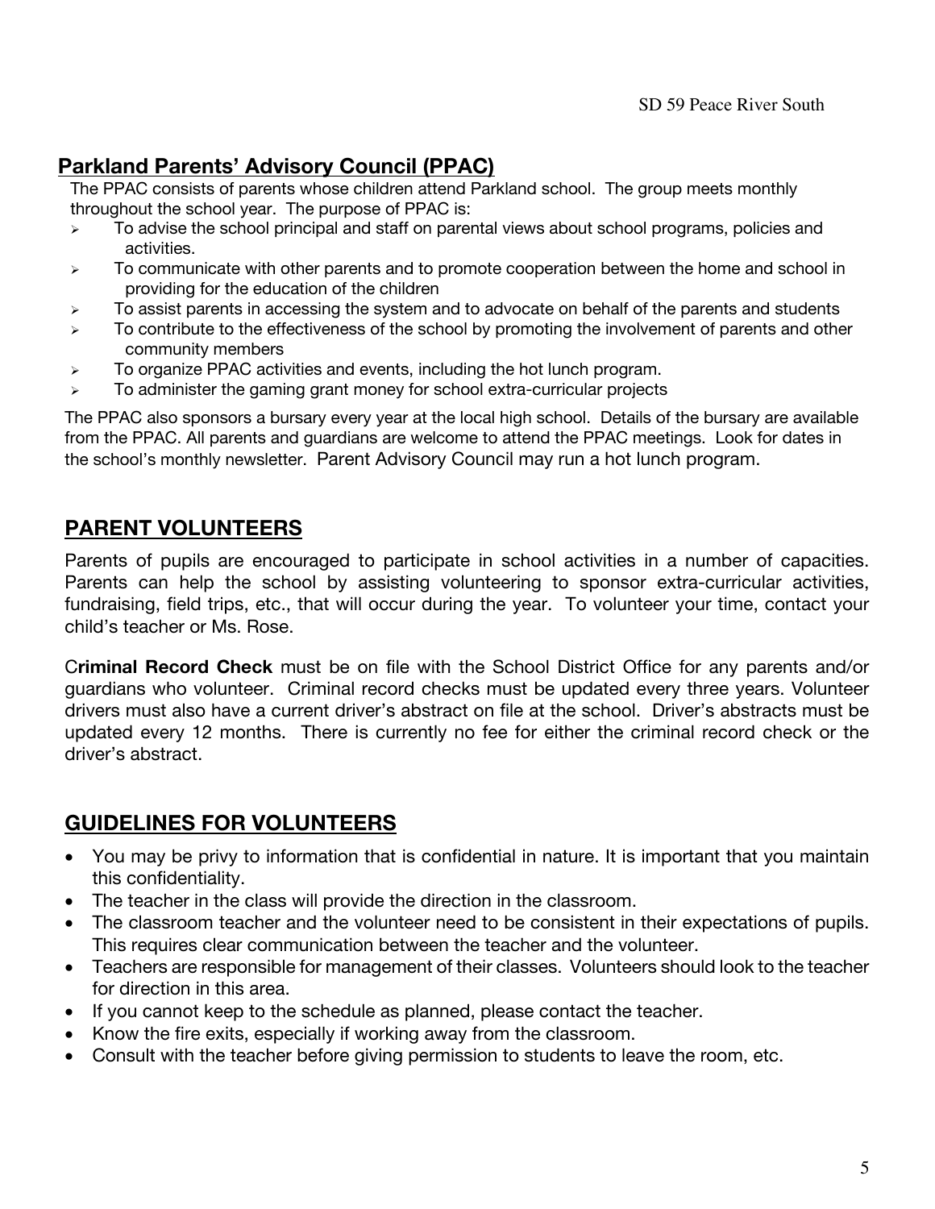## Parkland Parents' Advisory Council (PPAC)

The PPAC consists of parents whose children attend Parkland school. The group meets monthly throughout the school year. The purpose of PPAC is:

- To advise the school principal and staff on parental views about school programs, policies and activities.
- To communicate with other parents and to promote cooperation between the home and school in providing for the education of the children
- To assist parents in accessing the system and to advocate on behalf of the parents and students
- To contribute to the effectiveness of the school by promoting the involvement of parents and other community members
- To organize PPAC activities and events, including the hot lunch program.
- To administer the gaming grant money for school extra-curricular projects

The PPAC also sponsors a bursary every year at the local high school. Details of the bursary are available from the PPAC. All parents and guardians are welcome to attend the PPAC meetings. Look for dates in the school's monthly newsletter. Parent Advisory Council may run a hot lunch program.

## PARENT VOLUNTEERS

Parents of pupils are encouraged to participate in school activities in a number of capacities. Parents can help the school by assisting volunteering to sponsor extra-curricular activities, fundraising, field trips, etc., that will occur during the year. To volunteer your time, contact your child's teacher or Ms. Rose.

C**riminal Record Check** must be on file with the School District Office for any parents and/or guardians who volunteer. Criminal record checks must be updated every three years. Volunteer drivers must also have a current driver's abstract on file at the school. Driver's abstracts must be updated every 12 months. There is currently no fee for either the criminal record check or the driver's abstract.

## GUIDELINES FOR VOLUNTEERS

- You may be privy to information that is confidential in nature. It is important that you maintain this confidentiality.
- The teacher in the class will provide the direction in the classroom.
- The classroom teacher and the volunteer need to be consistent in their expectations of pupils. This requires clear communication between the teacher and the volunteer.
- Teachers are responsible for management of their classes. Volunteers should look to the teacher for direction in this area.
- If you cannot keep to the schedule as planned, please contact the teacher.
- Know the fire exits, especially if working away from the classroom.
- Consult with the teacher before giving permission to students to leave the room, etc.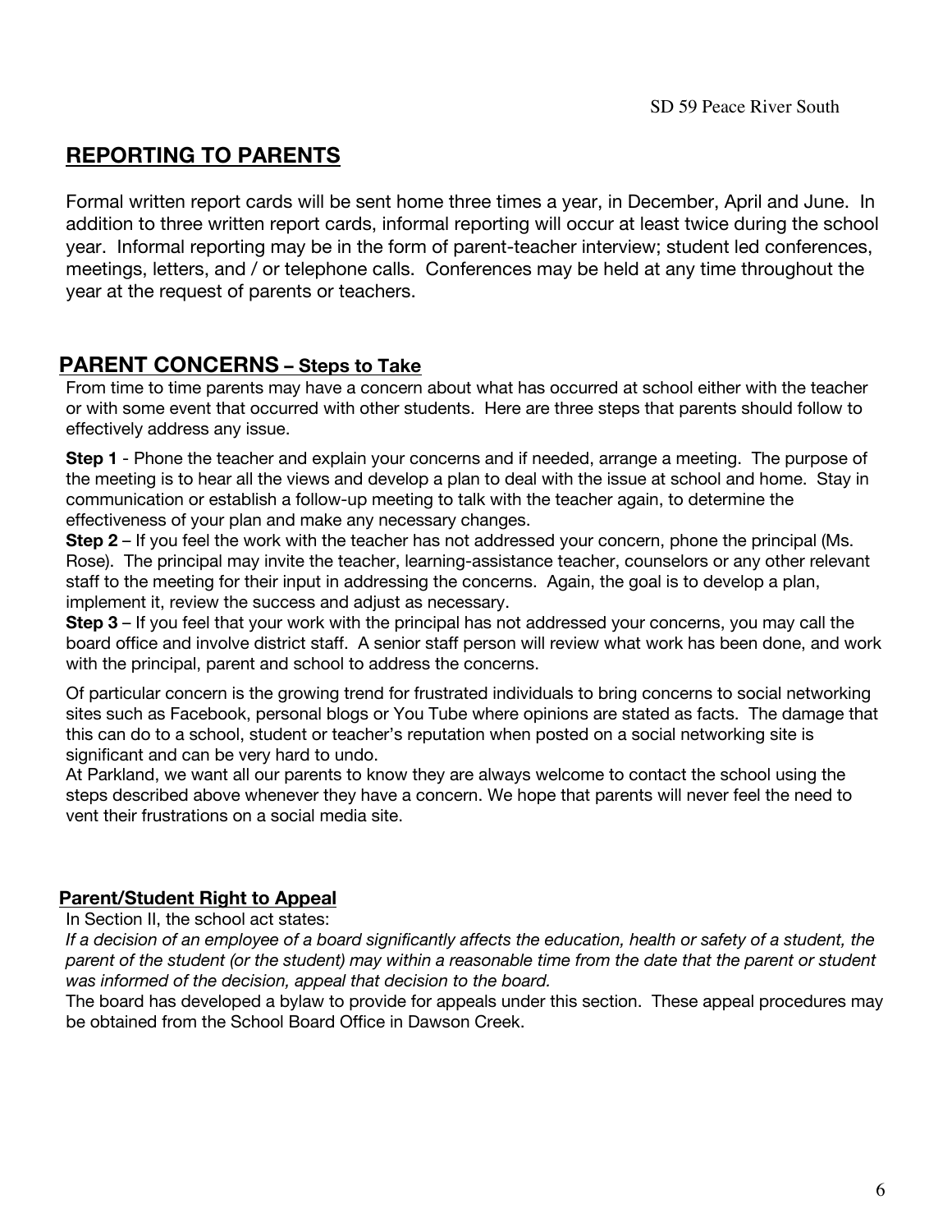## REPORTING TO PARENTS

Formal written report cards will be sent home three times a year, in December, April and June. In addition to three written report cards, informal reporting will occur at least twice during the school year. Informal reporting may be in the form of parent-teacher interview; student led conferences, meetings, letters, and / or telephone calls. Conferences may be held at any time throughout the year at the request of parents or teachers.

## PARENT CONCERNS – Steps to Take

From time to time parents may have a concern about what has occurred at school either with the teacher or with some event that occurred with other students. Here are three steps that parents should follow to effectively address any issue.

**Step 1** - Phone the teacher and explain your concerns and if needed, arrange a meeting. The purpose of the meeting is to hear all the views and develop a plan to deal with the issue at school and home. Stay in communication or establish a follow-up meeting to talk with the teacher again, to determine the effectiveness of your plan and make any necessary changes.

**Step 2** – If you feel the work with the teacher has not addressed your concern, phone the principal (Ms. Rose). The principal may invite the teacher, learning-assistance teacher, counselors or any other relevant staff to the meeting for their input in addressing the concerns. Again, the goal is to develop a plan, implement it, review the success and adjust as necessary.

**Step 3** – If you feel that your work with the principal has not addressed your concerns, you may call the board office and involve district staff. A senior staff person will review what work has been done, and work with the principal, parent and school to address the concerns.

Of particular concern is the growing trend for frustrated individuals to bring concerns to social networking sites such as Facebook, personal blogs or You Tube where opinions are stated as facts. The damage that this can do to a school, student or teacher's reputation when posted on a social networking site is significant and can be very hard to undo.

At Parkland, we want all our parents to know they are always welcome to contact the school using the steps described above whenever they have a concern. We hope that parents will never feel the need to vent their frustrations on a social media site.

### Parent/Student Right to Appeal

In Section II, the school act states:

*If a decision of an employee of a board significantly affects the education, health or safety of a student, the parent of the student (or the student) may within a reasonable time from the date that the parent or student was informed of the decision, appeal that decision to the board.*

The board has developed a bylaw to provide for appeals under this section. These appeal procedures may be obtained from the School Board Office in Dawson Creek.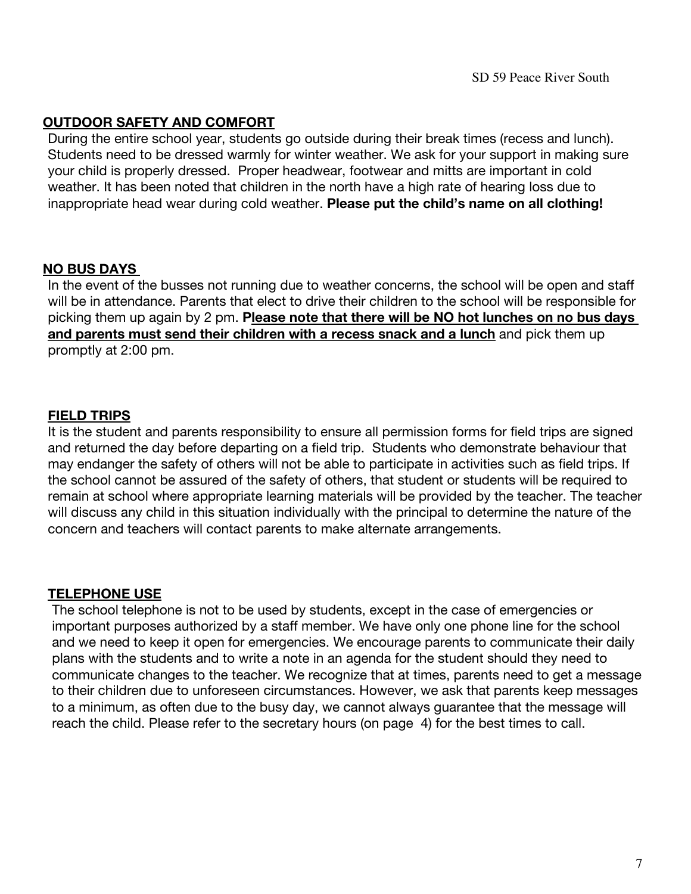## OUTDOOR SAFETY AND COMFORT

During the entire school year, students go outside during their break times (recess and lunch). Students need to be dressed warmly for winter weather. We ask for your support in making sure your child is properly dressed. Proper headwear, footwear and mitts are important in cold weather. It has been noted that children in the north have a high rate of hearing loss due to inappropriate head wear during cold weather. **Please put the child's name on all clothing!**

## NO BUS DAYS

In the event of the busses not running due to weather concerns, the school will be open and staff will be in attendance. Parents that elect to drive their children to the school will be responsible for picking them up again by 2 pm. **Please note that there will be NO hot lunches on no bus days and parents must send their children with a recess snack and a lunch** and pick them up promptly at 2:00 pm.

## FIELD TRIPS

It is the student and parents responsibility to ensure all permission forms for field trips are signed and returned the day before departing on a field trip. Students who demonstrate behaviour that may endanger the safety of others will not be able to participate in activities such as field trips. If the school cannot be assured of the safety of others, that student or students will be required to remain at school where appropriate learning materials will be provided by the teacher. The teacher will discuss any child in this situation individually with the principal to determine the nature of the concern and teachers will contact parents to make alternate arrangements.

## TELEPHONE USE

The school telephone is not to be used by students, except in the case of emergencies or important purposes authorized by a staff member. We have only one phone line for the school and we need to keep it open for emergencies. We encourage parents to communicate their daily plans with the students and to write a note in an agenda for the student should they need to communicate changes to the teacher. We recognize that at times, parents need to get a message to their children due to unforeseen circumstances. However, we ask that parents keep messages to a minimum, as often due to the busy day, we cannot always guarantee that the message will reach the child. Please refer to the secretary hours (on page 4) for the best times to call.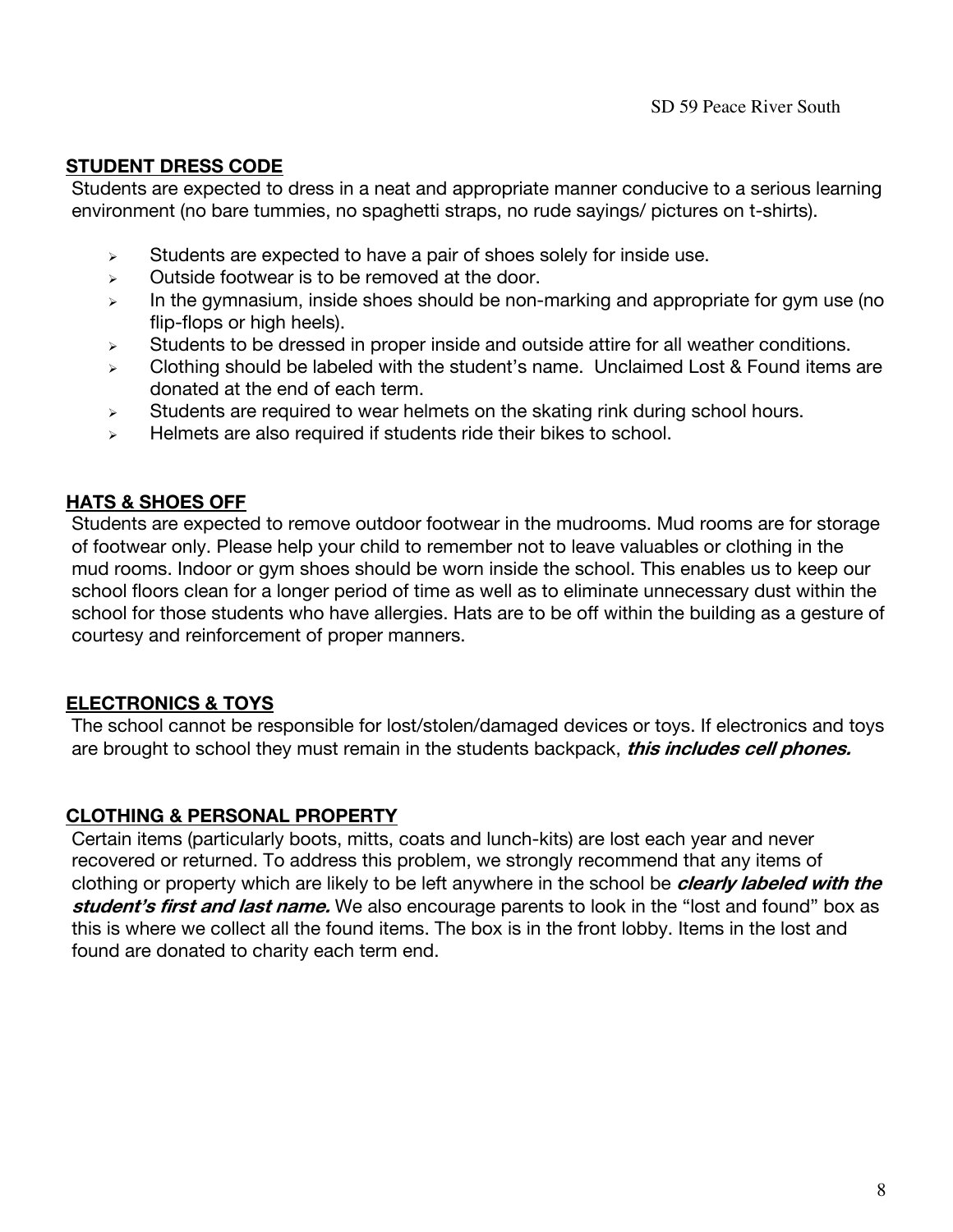## STUDENT DRESS CODE

Students are expected to dress in a neat and appropriate manner conducive to a serious learning environment (no bare tummies, no spaghetti straps, no rude sayings/ pictures on t-shirts).

- Students are expected to have a pair of shoes solely for inside use.
- Outside footwear is to be removed at the door.
- In the gymnasium, inside shoes should be non-marking and appropriate for gym use (no flip-flops or high heels).
- Students to be dressed in proper inside and outside attire for all weather conditions.
- Clothing should be labeled with the student's name. Unclaimed Lost & Found items are donated at the end of each term.
- Students are required to wear helmets on the skating rink during school hours.
- Helmets are also required if students ride their bikes to school.

## HATS & SHOES OFF

Students are expected to remove outdoor footwear in the mudrooms. Mud rooms are for storage of footwear only. Please help your child to remember not to leave valuables or clothing in the mud rooms. Indoor or gym shoes should be worn inside the school. This enables us to keep our school floors clean for a longer period of time as well as to eliminate unnecessary dust within the school for those students who have allergies. Hats are to be off within the building as a gesture of courtesy and reinforcement of proper manners.

## ELECTRONICS & TOYS

The school cannot be responsible for lost/stolen/damaged devices or toys. If electronics and toys are brought to school they must remain in the students backpack, ***this includes cell phones.***

## CLOTHING & PERSONAL PROPERTY

Certain items (particularly boots, mitts, coats and lunch-kits) are lost each year and never recovered or returned. To address this problem, we strongly recommend that any items of clothing or property which are likely to be left anywhere in the school be ***clearly labeled with the student's first and last name.*** We also encourage parents to look in the "lost and found" box as this is where we collect all the found items. The box is in the front lobby. Items in the lost and found are donated to charity each term end.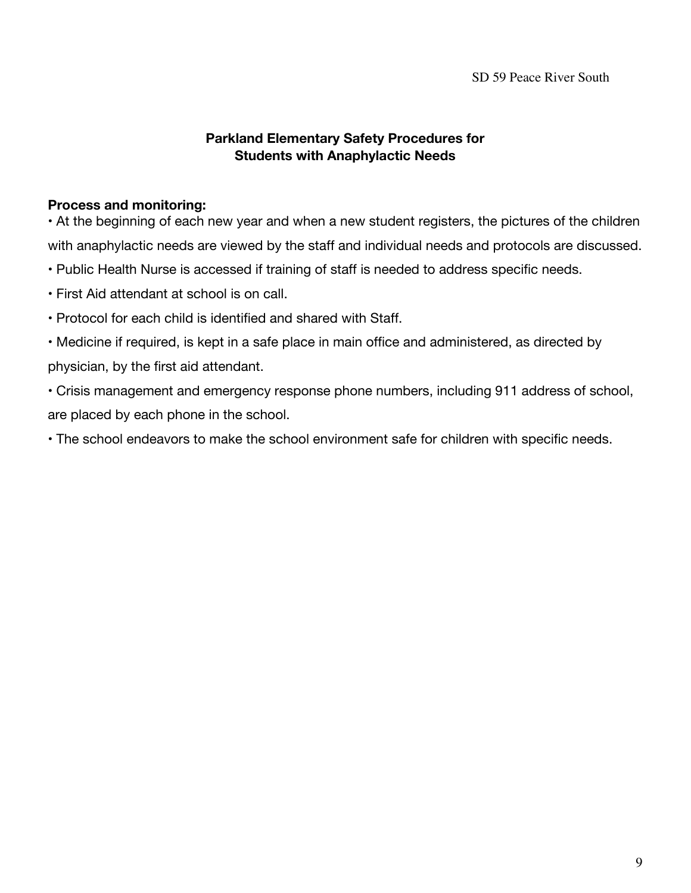## Parkland Elementary Safety Procedures for Students with Anaphylactic Needs

**Process and monitoring:**

- At the beginning of each new year and when a new student registers, the pictures of the children with anaphylactic needs are viewed by the staff and individual needs and protocols are discussed.
- Public Health Nurse is accessed if training of staff is needed to address specific needs.
- First Aid attendant at school is on call.
- Protocol for each child is identified and shared with Staff.
- Medicine if required, is kept in a safe place in main office and administered, as directed by physician, by the first aid attendant.
- Crisis management and emergency response phone numbers, including 911 address of school, are placed by each phone in the school.
- The school endeavors to make the school environment safe for children with specific needs.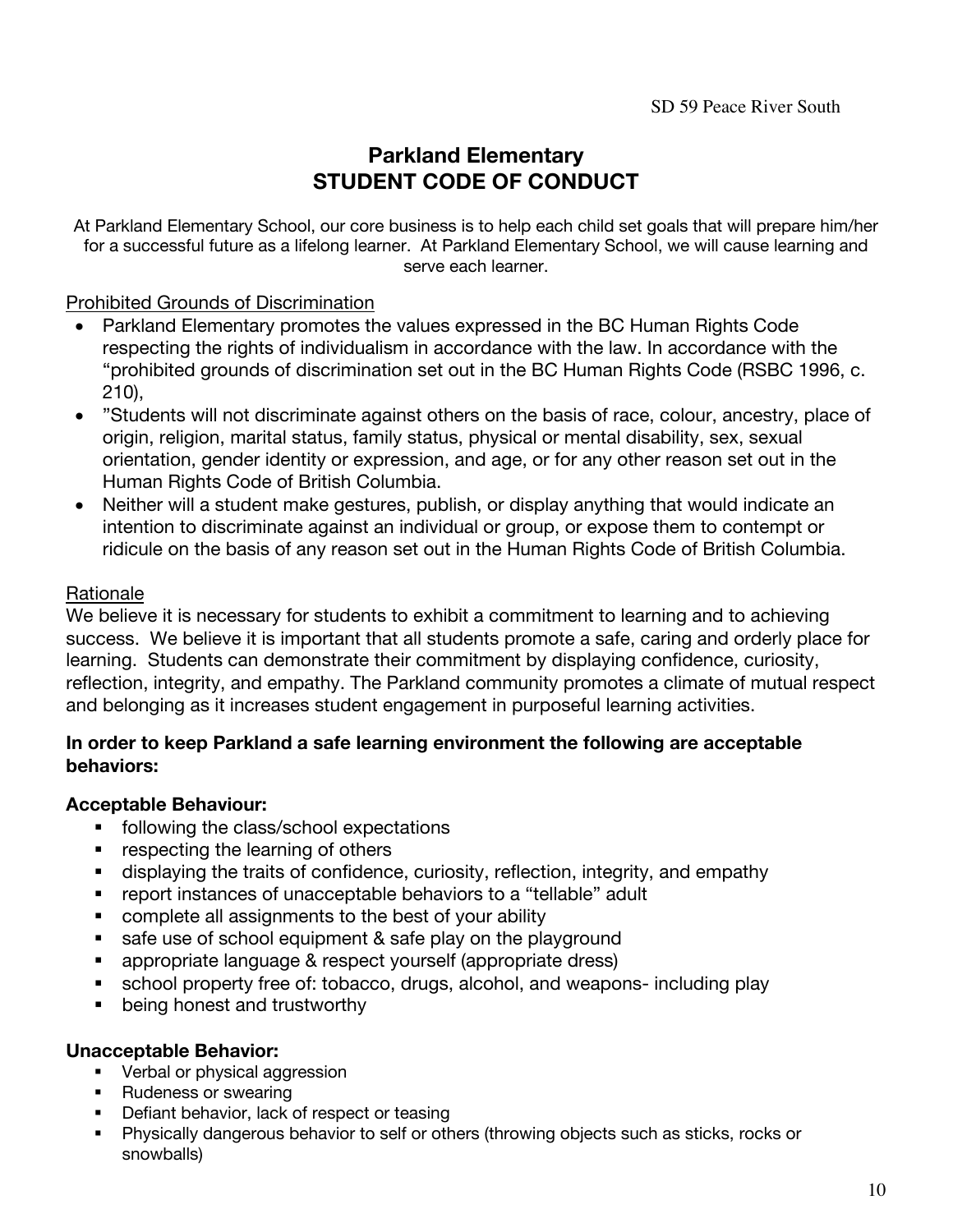SD 59 Peace River South

# Parkland Elementary
# STUDENT CODE OF CONDUCT

At Parkland Elementary School, our core business is to help each child set goals that will prepare him/her for a successful future as a lifelong learner. At Parkland Elementary School, we will cause learning and serve each learner.

Prohibited Grounds of Discrimination

- Parkland Elementary promotes the values expressed in the BC Human Rights Code respecting the rights of individualism in accordance with the law. In accordance with the "prohibited grounds of discrimination set out in the BC Human Rights Code (RSBC 1996, c. 210),
- "Students will not discriminate against others on the basis of race, colour, ancestry, place of origin, religion, marital status, family status, physical or mental disability, sex, sexual orientation, gender identity or expression, and age, or for any other reason set out in the Human Rights Code of British Columbia.
- Neither will a student make gestures, publish, or display anything that would indicate an intention to discriminate against an individual or group, or expose them to contempt or ridicule on the basis of any reason set out in the Human Rights Code of British Columbia.

Rationale

We believe it is necessary for students to exhibit a commitment to learning and to achieving success. We believe it is important that all students promote a safe, caring and orderly place for learning. Students can demonstrate their commitment by displaying confidence, curiosity, reflection, integrity, and empathy. The Parkland community promotes a climate of mutual respect and belonging as it increases student engagement in purposeful learning activities.

**In order to keep Parkland a safe learning environment the following are acceptable behaviors:**

**Acceptable Behaviour:**

- following the class/school expectations
- respecting the learning of others
- displaying the traits of confidence, curiosity, reflection, integrity, and empathy
- report instances of unacceptable behaviors to a "tellable" adult
- complete all assignments to the best of your ability
- safe use of school equipment & safe play on the playground
- appropriate language & respect yourself (appropriate dress)
- school property free of: tobacco, drugs, alcohol, and weapons- including play
- being honest and trustworthy

**Unacceptable Behavior:**

- Verbal or physical aggression
- Rudeness or swearing
- Defiant behavior, lack of respect or teasing
- Physically dangerous behavior to self or others (throwing objects such as sticks, rocks or snowballs)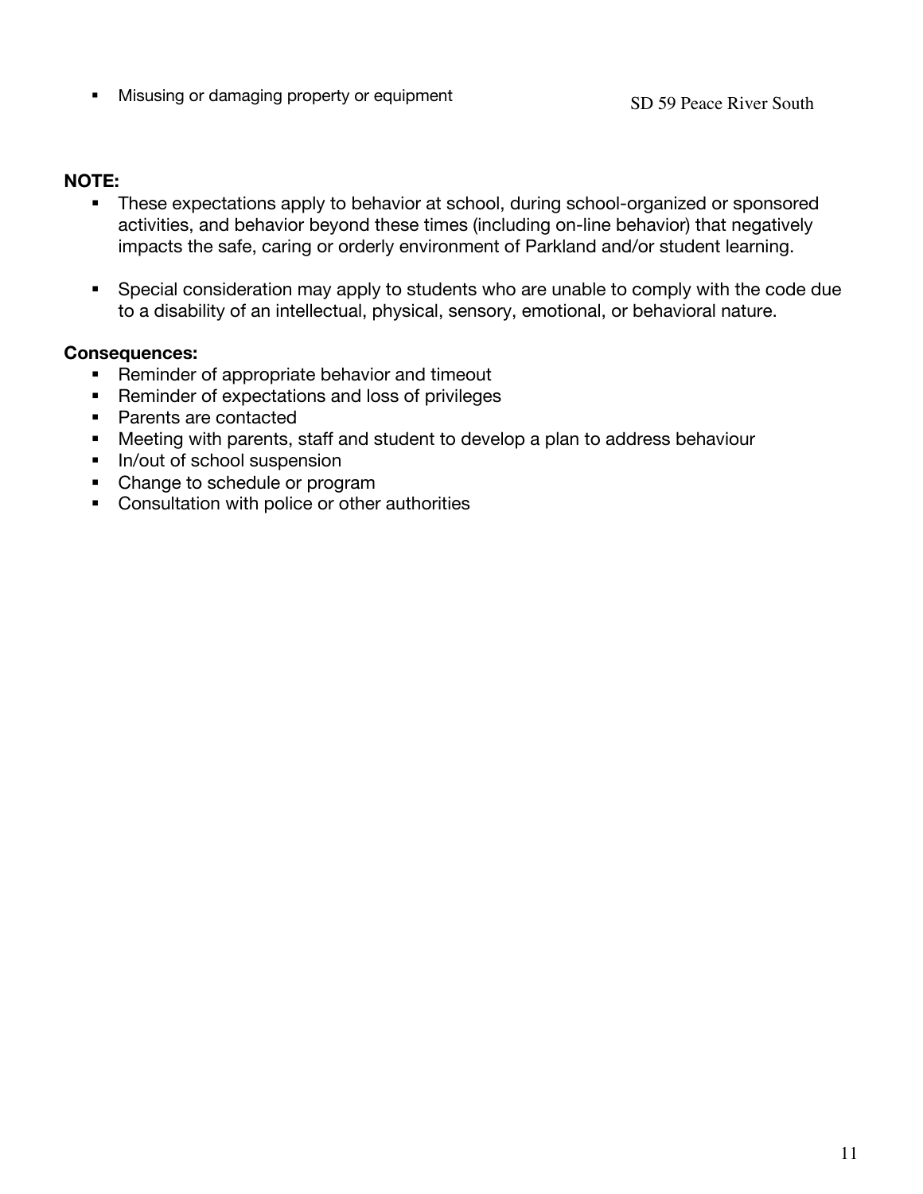- Misusing or damaging property or equipment

**NOTE:**

- These expectations apply to behavior at school, during school-organized or sponsored activities, and behavior beyond these times (including on-line behavior) that negatively impacts the safe, caring or orderly environment of Parkland and/or student learning.
- Special consideration may apply to students who are unable to comply with the code due to a disability of an intellectual, physical, sensory, emotional, or behavioral nature.

**Consequences:**

- Reminder of appropriate behavior and timeout
- Reminder of expectations and loss of privileges
- Parents are contacted
- Meeting with parents, staff and student to develop a plan to address behaviour
- In/out of school suspension
- Change to schedule or program
- Consultation with police or other authorities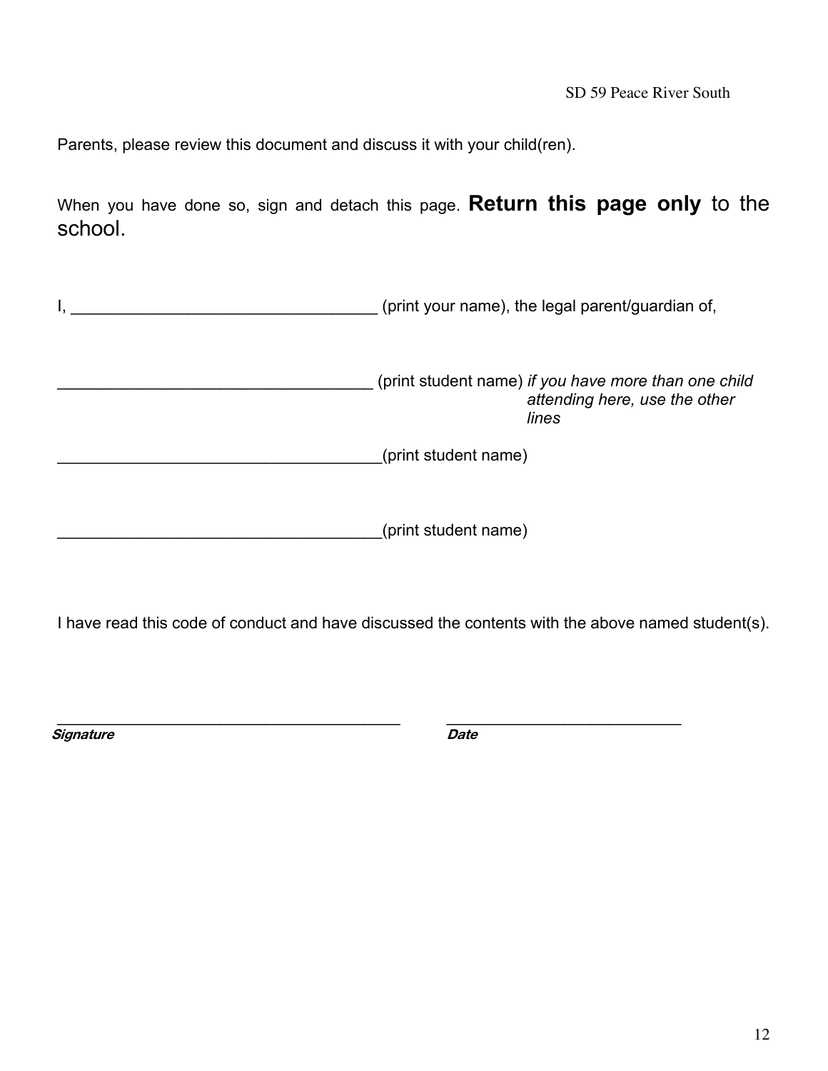Parents, please review this document and discuss it with your child(ren).

When you have done so, sign and detach this page. **Return this page only** to the school.

I, ___________________________________ (print your name), the legal parent/guardian of,

___________________________________ (print student name) *if you have more than one child attending here, use the other lines*

____________________________________(print student name)

____________________________________(print student name)

I have read this code of conduct and have discussed the contents with the above named student(s).

________________________________________ ___________________________

***Signature*** ***Date***